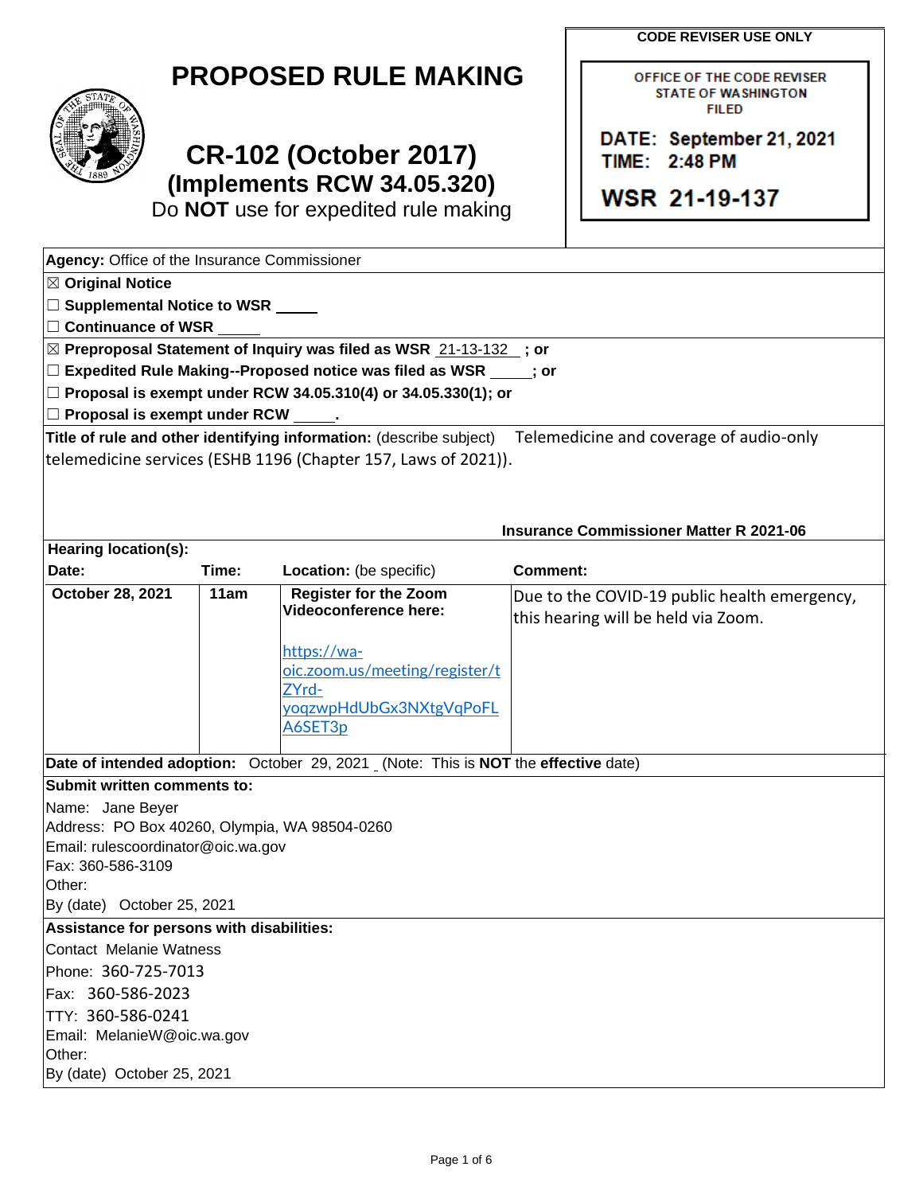# PROPOSED RULE MAKING

## CR-102 (October 2017)
### (Implements RCW 34.05.320)
Do **NOT** use for expedited rule making

**CODE REVISER USE ONLY**

OFFICE OF THE CODE REVISER
STATE OF WASHINGTON
FILED

**DATE: September 21, 2021**
**TIME: 2:48 PM**

**WSR 21-19-137**

**Agency:** Office of the Insurance Commissioner

☒ **Original Notice**
☐ **Supplemental Notice to WSR** _____
☐ **Continuance of WSR** _____

☒ **Preproposal Statement of Inquiry was filed as WSR** 21-13-132 **; or**
☐ **Expedited Rule Making--Proposed notice was filed as WSR** _____**; or**
☐ **Proposal is exempt under RCW 34.05.310(4) or 34.05.330(1); or**
☐ **Proposal is exempt under RCW** _____**.**

**Title of rule and other identifying information:** (describe subject) Telemedicine and coverage of audio-only telemedicine services (ESHB 1196 (Chapter 157, Laws of 2021)).

**Insurance Commissioner Matter R 2021-06**

**Hearing location(s):**

| Date: | Time: | Location: (be specific) | Comment: |
|---|---|---|---|
| **October 28, 2021** | **11am** | **Register for the Zoom Videoconference here:** https://wa-oic.zoom.us/meeting/register/tZYrd-yoqzwpHdUbGx3NXtgVqPoFLA6SET3p | Due to the COVID-19 public health emergency, this hearing will be held via Zoom. |

**Date of intended adoption:** October 29, 2021 (Note: This is **NOT** the **effective** date)

**Submit written comments to:**
Name: Jane Beyer
Address: PO Box 40260, Olympia, WA 98504-0260
Email: rulescoordinator@oic.wa.gov
Fax: 360-586-3109
Other:
By (date) October 25, 2021

**Assistance for persons with disabilities:**
Contact Melanie Watness
Phone: 360-725-7013
Fax: 360-586-2023
TTY: 360-586-0241
Email: MelanieW@oic.wa.gov
Other:
By (date) October 25, 2021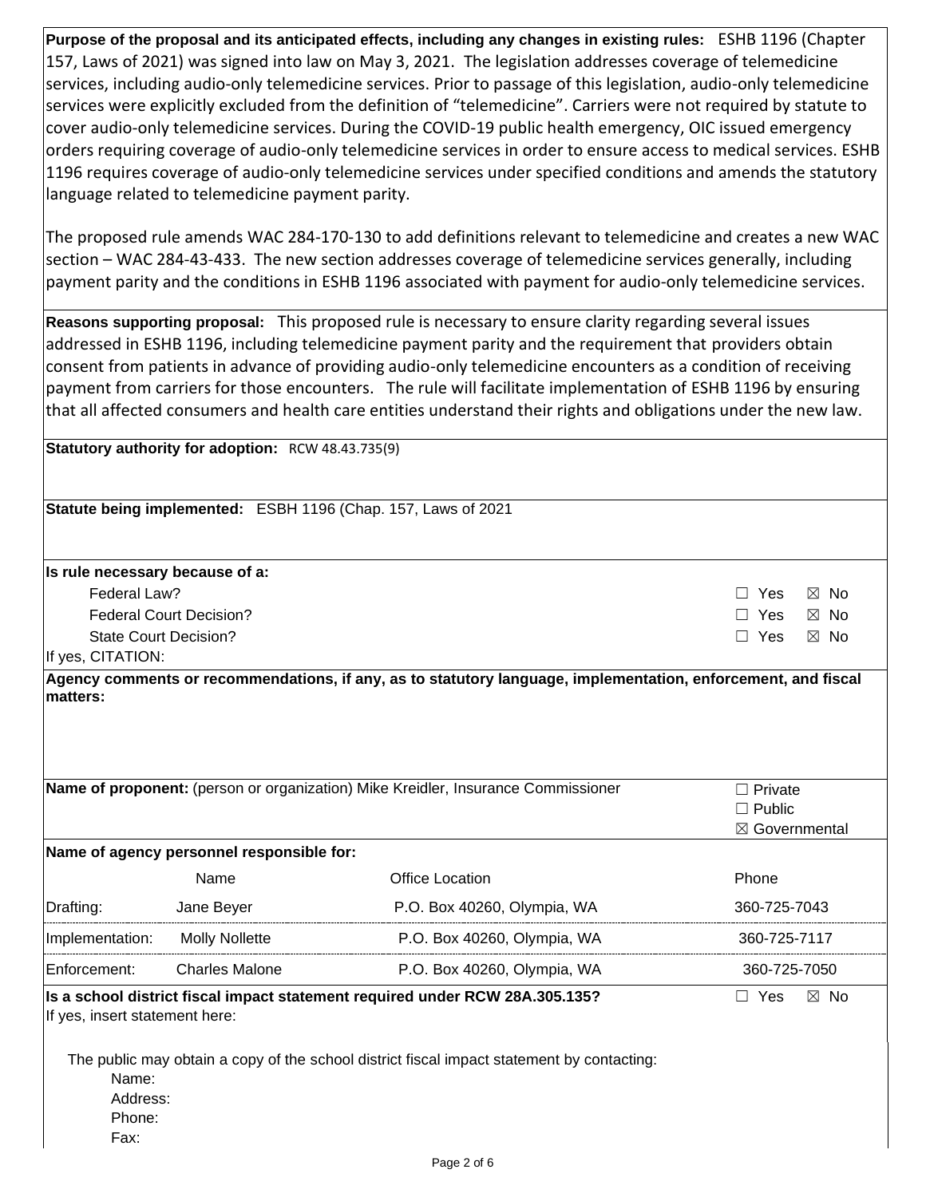**Purpose of the proposal and its anticipated effects, including any changes in existing rules:** ESHB 1196 (Chapter 157, Laws of 2021) was signed into law on May 3, 2021. The legislation addresses coverage of telemedicine services, including audio-only telemedicine services. Prior to passage of this legislation, audio-only telemedicine services were explicitly excluded from the definition of "telemedicine". Carriers were not required by statute to cover audio-only telemedicine services. During the COVID-19 public health emergency, OIC issued emergency orders requiring coverage of audio-only telemedicine services in order to ensure access to medical services. ESHB 1196 requires coverage of audio-only telemedicine services under specified conditions and amends the statutory language related to telemedicine payment parity.

The proposed rule amends WAC 284-170-130 to add definitions relevant to telemedicine and creates a new WAC section – WAC 284-43-433. The new section addresses coverage of telemedicine services generally, including payment parity and the conditions in ESHB 1196 associated with payment for audio-only telemedicine services.

**Reasons supporting proposal:** This proposed rule is necessary to ensure clarity regarding several issues addressed in ESHB 1196, including telemedicine payment parity and the requirement that providers obtain consent from patients in advance of providing audio-only telemedicine encounters as a condition of receiving payment from carriers for those encounters. The rule will facilitate implementation of ESHB 1196 by ensuring that all affected consumers and health care entities understand their rights and obligations under the new law.

**Statutory authority for adoption:** RCW 48.43.735(9)

**Statute being implemented:** ESBH 1196 (Chap. 157, Laws of 2021

**Is rule necessary because of a:**

| | |
|---|---|
| Federal Law? | ☐ Yes ☒ No |
| Federal Court Decision? | ☐ Yes ☒ No |
| State Court Decision? | ☐ Yes ☒ No |

If yes, CITATION:

**Agency comments or recommendations, if any, as to statutory language, implementation, enforcement, and fiscal matters:**

**Name of proponent:** (person or organization) Mike Kreidler, Insurance Commissioner

☐ Private
☐ Public
☒ Governmental

**Name of agency personnel responsible for:**

| | Name | Office Location | Phone |
|---|---|---|---|
| Drafting: | Jane Beyer | P.O. Box 40260, Olympia, WA | 360-725-7043 |
| Implementation: | Molly Nollette | P.O. Box 40260, Olympia, WA | 360-725-7117 |
| Enforcement: | Charles Malone | P.O. Box 40260, Olympia, WA | 360-725-7050 |

**Is a school district fiscal impact statement required under RCW 28A.305.135?** ☐ Yes ☒ No

If yes, insert statement here:

The public may obtain a copy of the school district fiscal impact statement by contacting:

Name:
Address:
Phone:
Fax: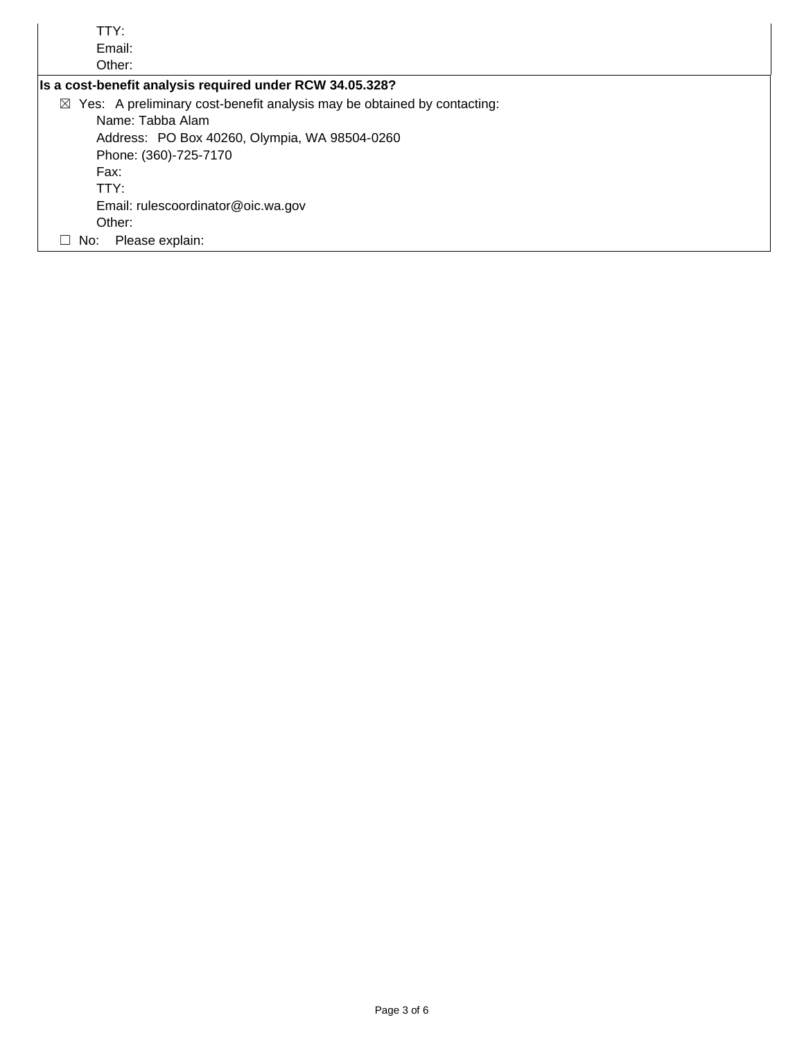TTY:

Email:

Other:

**Is a cost-benefit analysis required under RCW 34.05.328?**

☒ Yes: A preliminary cost-benefit analysis may be obtained by contacting:

Name: Tabba Alam

Address: PO Box 40260, Olympia, WA 98504-0260

Phone: (360)-725-7170

Fax:

TTY:

Email: rulescoordinator@oic.wa.gov

Other:

☐ No: Please explain: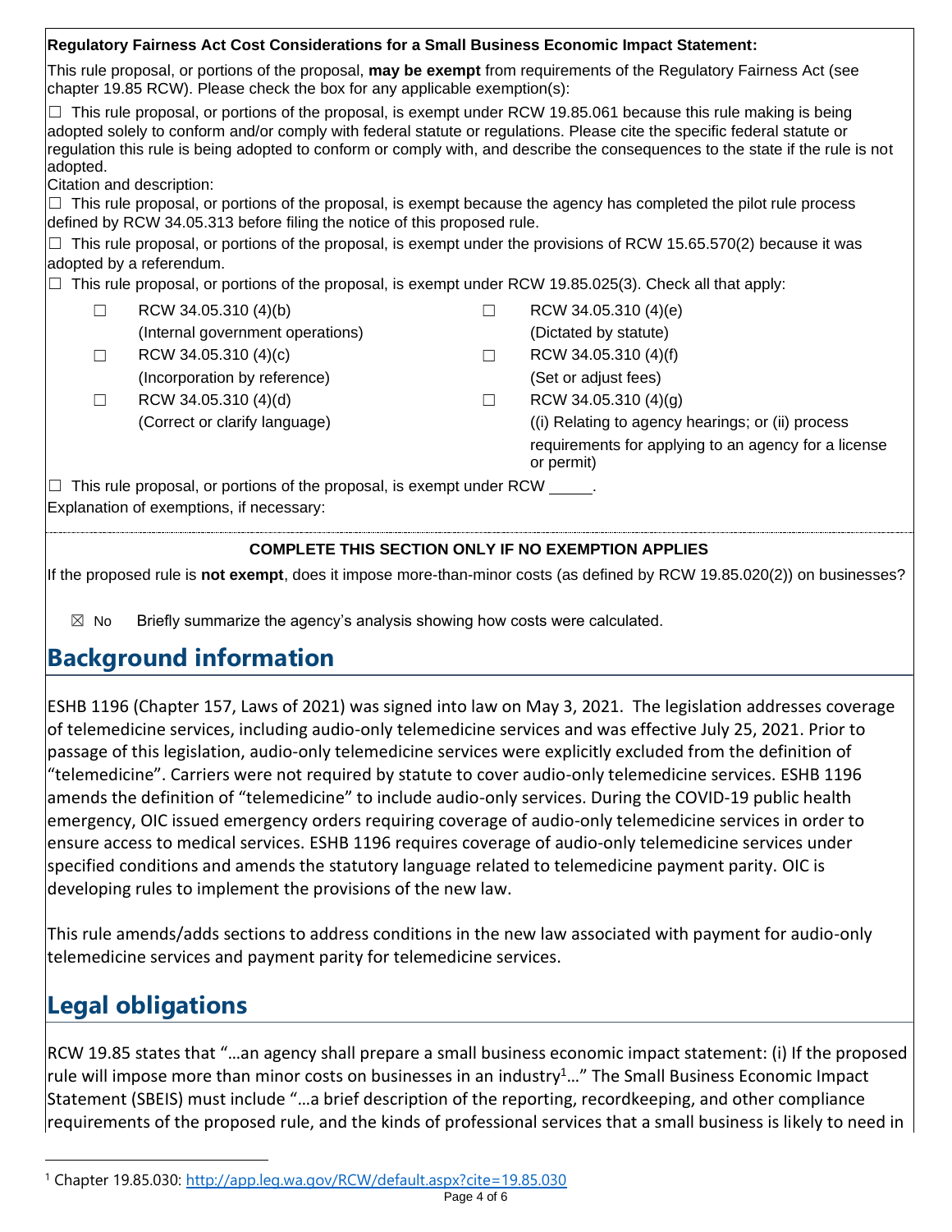**Regulatory Fairness Act Cost Considerations for a Small Business Economic Impact Statement:**

This rule proposal, or portions of the proposal, **may be exempt** from requirements of the Regulatory Fairness Act (see chapter 19.85 RCW). Please check the box for any applicable exemption(s):

☐ This rule proposal, or portions of the proposal, is exempt under RCW 19.85.061 because this rule making is being adopted solely to conform and/or comply with federal statute or regulations. Please cite the specific federal statute or regulation this rule is being adopted to conform or comply with, and describe the consequences to the state if the rule is not adopted.

Citation and description:

☐ This rule proposal, or portions of the proposal, is exempt because the agency has completed the pilot rule process defined by RCW 34.05.313 before filing the notice of this proposed rule.

☐ This rule proposal, or portions of the proposal, is exempt under the provisions of RCW 15.65.570(2) because it was adopted by a referendum.

☐ This rule proposal, or portions of the proposal, is exempt under RCW 19.85.025(3). Check all that apply:

| | | | |
|---|---|---|---|
| ☐ | RCW 34.05.310 (4)(b) (Internal government operations) | ☐ | RCW 34.05.310 (4)(e) (Dictated by statute) |
| ☐ | RCW 34.05.310 (4)(c) (Incorporation by reference) | ☐ | RCW 34.05.310 (4)(f) (Set or adjust fees) |
| ☐ | RCW 34.05.310 (4)(d) (Correct or clarify language) | ☐ | RCW 34.05.310 (4)(g) ((i) Relating to agency hearings; or (ii) process requirements for applying to an agency for a license or permit) |

☐ This rule proposal, or portions of the proposal, is exempt under RCW _____.

Explanation of exemptions, if necessary:

**COMPLETE THIS SECTION ONLY IF NO EXEMPTION APPLIES**

If the proposed rule is **not exempt**, does it impose more-than-minor costs (as defined by RCW 19.85.020(2)) on businesses?

☒ No  Briefly summarize the agency's analysis showing how costs were calculated.

## Background information

ESHB 1196 (Chapter 157, Laws of 2021) was signed into law on May 3, 2021. The legislation addresses coverage of telemedicine services, including audio-only telemedicine services and was effective July 25, 2021. Prior to passage of this legislation, audio-only telemedicine services were explicitly excluded from the definition of "telemedicine". Carriers were not required by statute to cover audio-only telemedicine services. ESHB 1196 amends the definition of "telemedicine" to include audio-only services. During the COVID-19 public health emergency, OIC issued emergency orders requiring coverage of audio-only telemedicine services in order to ensure access to medical services. ESHB 1196 requires coverage of audio-only telemedicine services under specified conditions and amends the statutory language related to telemedicine payment parity. OIC is developing rules to implement the provisions of the new law.

This rule amends/adds sections to address conditions in the new law associated with payment for audio-only telemedicine services and payment parity for telemedicine services.

## Legal obligations

RCW 19.85 states that "…an agency shall prepare a small business economic impact statement: (i) If the proposed rule will impose more than minor costs on businesses in an industry[1]…" The Small Business Economic Impact Statement (SBEIS) must include "…a brief description of the reporting, recordkeeping, and other compliance requirements of the proposed rule, and the kinds of professional services that a small business is likely to need in

[1] Chapter 19.85.030: http://app.leg.wa.gov/RCW/default.aspx?cite=19.85.030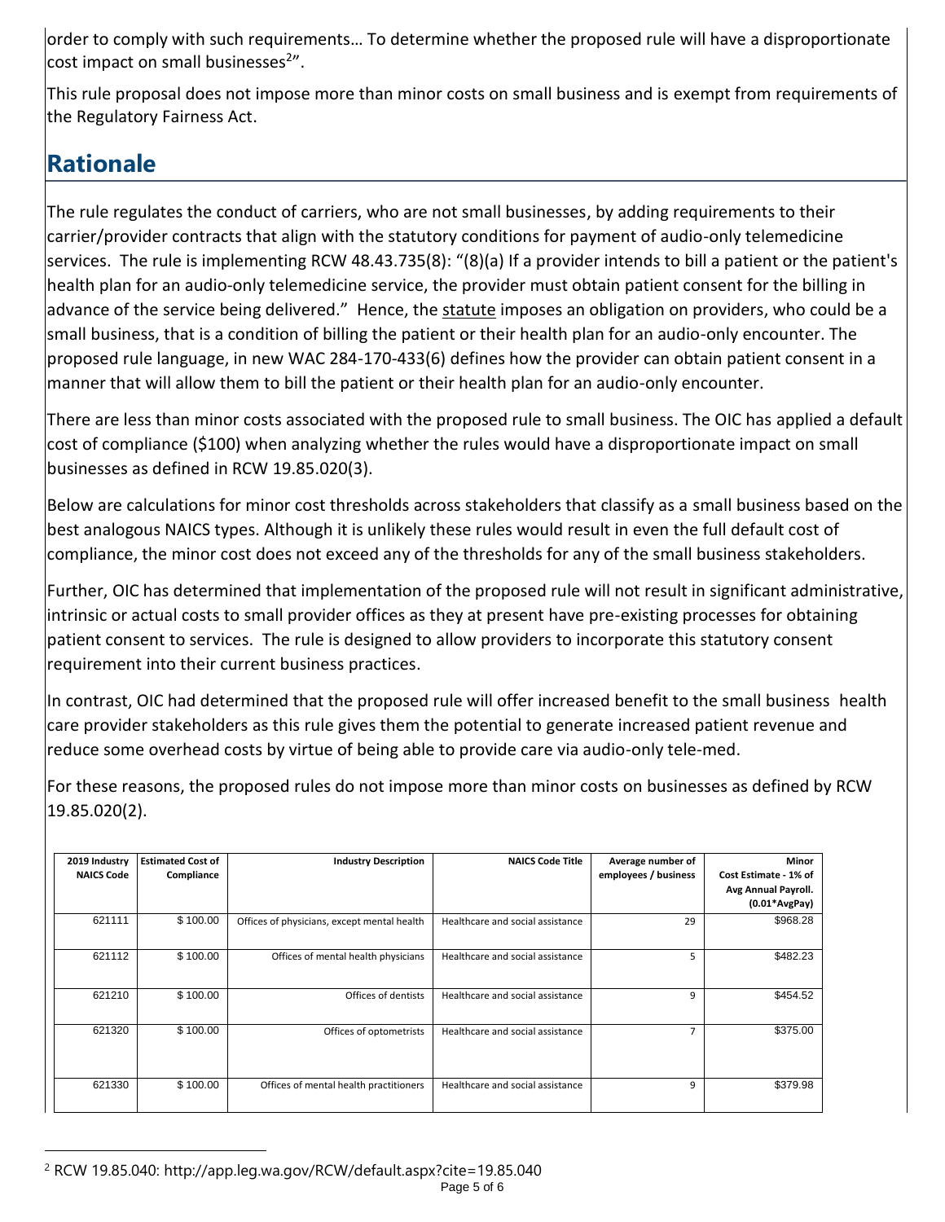order to comply with such requirements… To determine whether the proposed rule will have a disproportionate cost impact on small businesses[2]".

This rule proposal does not impose more than minor costs on small business and is exempt from requirements of the Regulatory Fairness Act.

## Rationale

The rule regulates the conduct of carriers, who are not small businesses, by adding requirements to their carrier/provider contracts that align with the statutory conditions for payment of audio-only telemedicine services. The rule is implementing RCW 48.43.735(8): "(8)(a) If a provider intends to bill a patient or the patient's health plan for an audio-only telemedicine service, the provider must obtain patient consent for the billing in advance of the service being delivered." Hence, the statute imposes an obligation on providers, who could be a small business, that is a condition of billing the patient or their health plan for an audio-only encounter. The proposed rule language, in new WAC 284-170-433(6) defines how the provider can obtain patient consent in a manner that will allow them to bill the patient or their health plan for an audio-only encounter.

There are less than minor costs associated with the proposed rule to small business. The OIC has applied a default cost of compliance ($100) when analyzing whether the rules would have a disproportionate impact on small businesses as defined in RCW 19.85.020(3).

Below are calculations for minor cost thresholds across stakeholders that classify as a small business based on the best analogous NAICS types. Although it is unlikely these rules would result in even the full default cost of compliance, the minor cost does not exceed any of the thresholds for any of the small business stakeholders.

Further, OIC has determined that implementation of the proposed rule will not result in significant administrative, intrinsic or actual costs to small provider offices as they at present have pre-existing processes for obtaining patient consent to services. The rule is designed to allow providers to incorporate this statutory consent requirement into their current business practices.

In contrast, OIC had determined that the proposed rule will offer increased benefit to the small business health care provider stakeholders as this rule gives them the potential to generate increased patient revenue and reduce some overhead costs by virtue of being able to provide care via audio-only tele-med.

For these reasons, the proposed rules do not impose more than minor costs on businesses as defined by RCW 19.85.020(2).

| 2019 Industry NAICS Code | Estimated Cost of Compliance | Industry Description | NAICS Code Title | Average number of employees / business | Minor Cost Estimate - 1% of Avg Annual Payroll. (0.01*AvgPay) |
|---|---|---|---|---|---|
| 621111 | $ 100.00 | Offices of physicians, except mental health | Healthcare and social assistance | 29 | $968.28 |
| 621112 | $ 100.00 | Offices of mental health physicians | Healthcare and social assistance | 5 | $482.23 |
| 621210 | $ 100.00 | Offices of dentists | Healthcare and social assistance | 9 | $454.52 |
| 621320 | $ 100.00 | Offices of optometrists | Healthcare and social assistance | 7 | $375.00 |
| 621330 | $ 100.00 | Offices of mental health practitioners | Healthcare and social assistance | 9 | $379.98 |

[2] RCW 19.85.040: http://app.leg.wa.gov/RCW/default.aspx?cite=19.85.040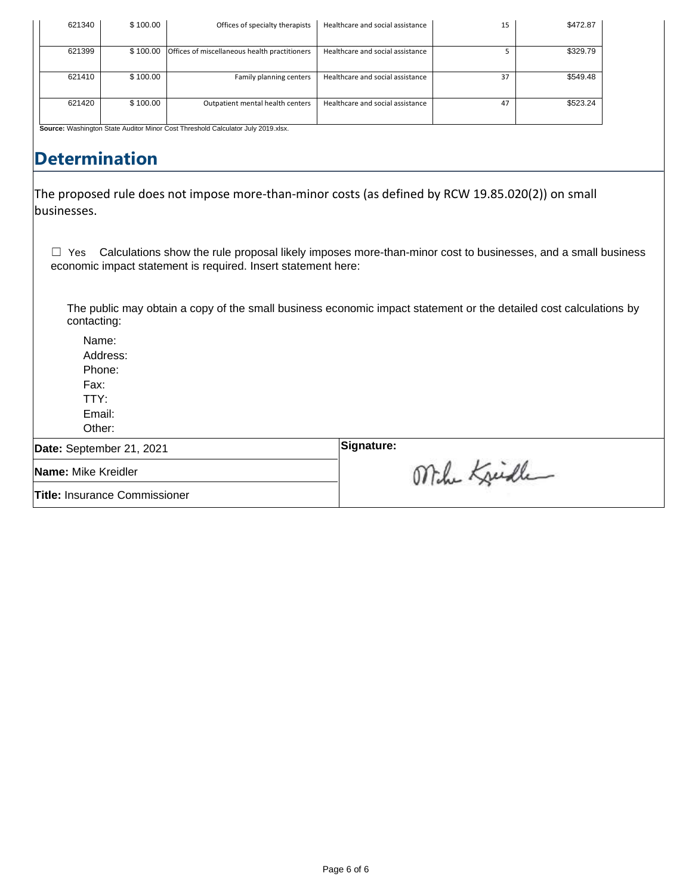| | | | | | |
|---|---|---|---|---|---|
| 621340 | $ 100.00 | Offices of specialty therapists | Healthcare and social assistance | 15 | $472.87 |
| 621399 | $ 100.00 | Offices of miscellaneous health practitioners | Healthcare and social assistance | 5 | $329.79 |
| 621410 | $ 100.00 | Family planning centers | Healthcare and social assistance | 37 | $549.48 |
| 621420 | $ 100.00 | Outpatient mental health centers | Healthcare and social assistance | 47 | $523.24 |

**Source:** Washington State Auditor Minor Cost Threshold Calculator July 2019.xlsx.

## Determination

The proposed rule does not impose more-than-minor costs (as defined by RCW 19.85.020(2)) on small businesses.

☐ Yes Calculations show the rule proposal likely imposes more-than-minor cost to businesses, and a small business economic impact statement is required. Insert statement here:

The public may obtain a copy of the small business economic impact statement or the detailed cost calculations by contacting:

Name:
Address:
Phone:
Fax:
TTY:
Email:
Other:

| | |
|---|---|
| **Date:** September 21, 2021 | **Signature:** |
| **Name:** Mike Kreidler | Mike Kreidler |
| **Title:** Insurance Commissioner | |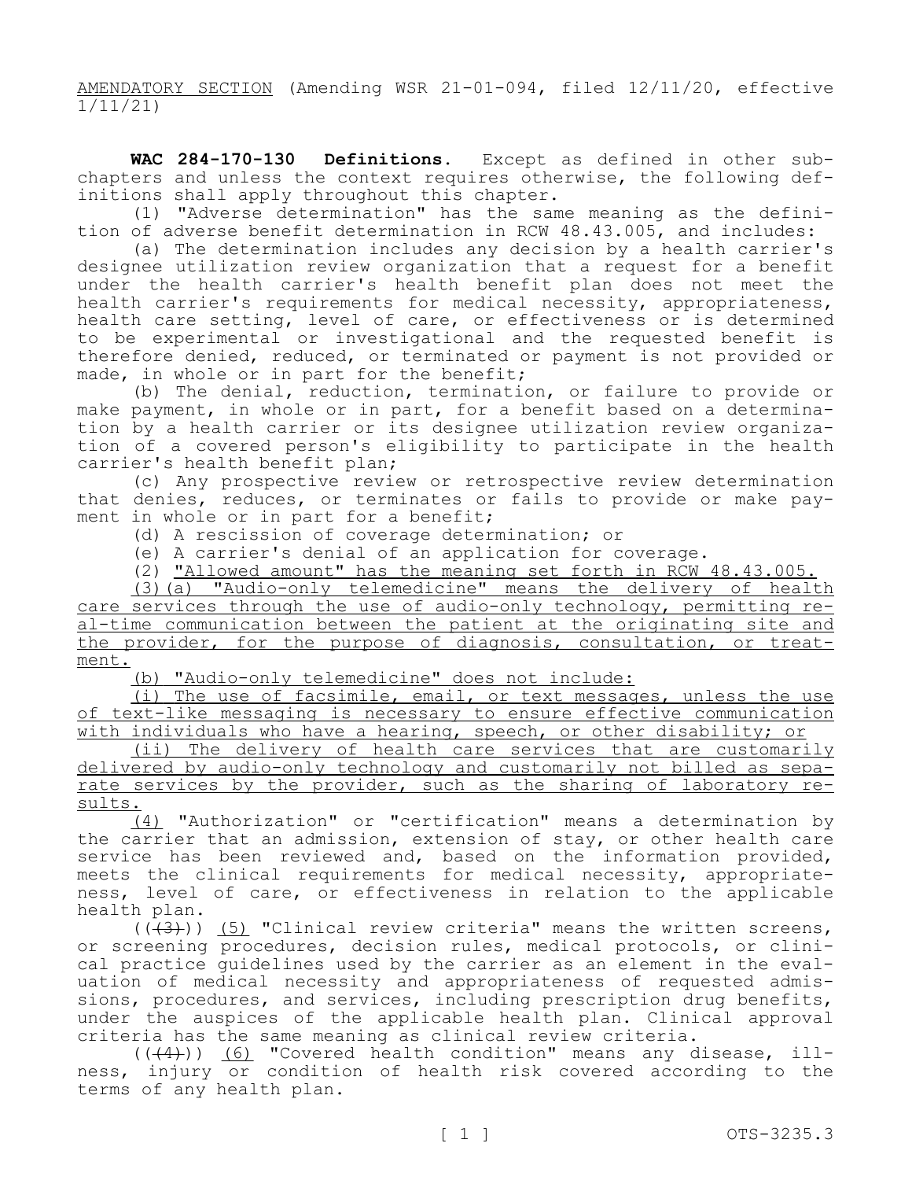AMENDATORY SECTION (Amending WSR 21-01-094, filed 12/11/20, effective 1/11/21)

**WAC 284-170-130 Definitions.** Except as defined in other subchapters and unless the context requires otherwise, the following definitions shall apply throughout this chapter.

(1) "Adverse determination" has the same meaning as the definition of adverse benefit determination in RCW 48.43.005, and includes:

(a) The determination includes any decision by a health carrier's designee utilization review organization that a request for a benefit under the health carrier's health benefit plan does not meet the health carrier's requirements for medical necessity, appropriateness, health care setting, level of care, or effectiveness or is determined to be experimental or investigational and the requested benefit is therefore denied, reduced, or terminated or payment is not provided or made, in whole or in part for the benefit;

(b) The denial, reduction, termination, or failure to provide or make payment, in whole or in part, for a benefit based on a determination by a health carrier or its designee utilization review organization of a covered person's eligibility to participate in the health carrier's health benefit plan;

(c) Any prospective review or retrospective review determination that denies, reduces, or terminates or fails to provide or make payment in whole or in part for a benefit;

(d) A rescission of coverage determination; or

(e) A carrier's denial of an application for coverage.

(2) "Allowed amount" has the meaning set forth in RCW 48.43.005.

(3)(a) "Audio-only telemedicine" means the delivery of health care services through the use of audio-only technology, permitting real-time communication between the patient at the originating site and the provider, for the purpose of diagnosis, consultation, or treatment.

(b) "Audio-only telemedicine" does not include:

(i) The use of facsimile, email, or text messages, unless the use of text-like messaging is necessary to ensure effective communication with individuals who have a hearing, speech, or other disability; or

(ii) The delivery of health care services that are customarily delivered by audio-only technology and customarily not billed as separate services by the provider, such as the sharing of laboratory results.

(4) "Authorization" or "certification" means a determination by the carrier that an admission, extension of stay, or other health care service has been reviewed and, based on the information provided, meets the clinical requirements for medical necessity, appropriateness, level of care, or effectiveness in relation to the applicable health plan.

~~((3))~~ (5) "Clinical review criteria" means the written screens, or screening procedures, decision rules, medical protocols, or clinical practice guidelines used by the carrier as an element in the evaluation of medical necessity and appropriateness of requested admissions, procedures, and services, including prescription drug benefits, under the auspices of the applicable health plan. Clinical approval criteria has the same meaning as clinical review criteria.

~~((4))~~ (6) "Covered health condition" means any disease, illness, injury or condition of health risk covered according to the terms of any health plan.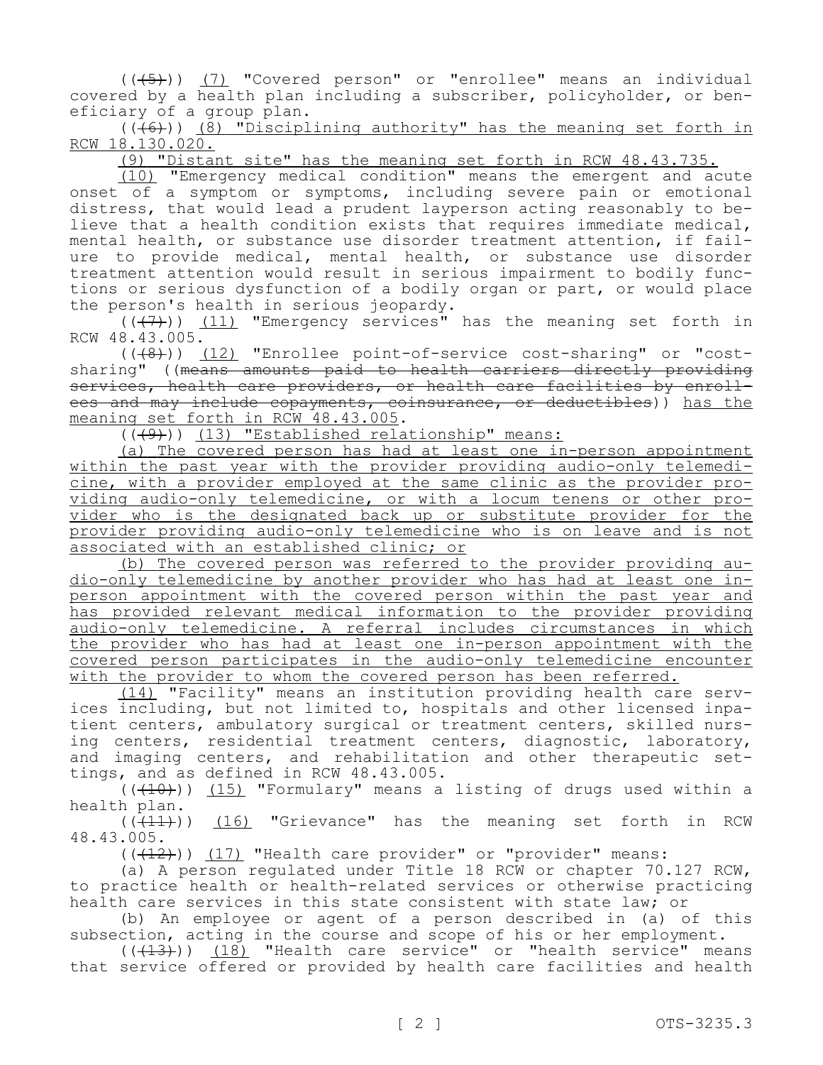((~~(5)~~)) <u>(7)</u> "Covered person" or "enrollee" means an individual covered by a health plan including a subscriber, policyholder, or beneficiary of a group plan.

((~~(6)~~)) <u>(8) "Disciplining authority" has the meaning set forth in RCW 18.130.020.</u>

<u>(9) "Distant site" has the meaning set forth in RCW 48.43.735.</u>

<u>(10)</u> "Emergency medical condition" means the emergent and acute onset of a symptom or symptoms, including severe pain or emotional distress, that would lead a prudent layperson acting reasonably to believe that a health condition exists that requires immediate medical, mental health, or substance use disorder treatment attention, if failure to provide medical, mental health, or substance use disorder treatment attention would result in serious impairment to bodily functions or serious dysfunction of a bodily organ or part, or would place the person's health in serious jeopardy.

((~~(7)~~)) <u>(11)</u> "Emergency services" has the meaning set forth in RCW 48.43.005.

((~~(8)~~)) <u>(12)</u> "Enrollee point-of-service cost-sharing" or "cost-sharing" ((~~means amounts paid to health carriers directly providing services, health care providers, or health care facilities by enrollees and may include copayments, coinsurance, or deductibles~~)) <u>has the meaning set forth in RCW 48.43.005</u>.

((~~(9)~~)) <u>(13) "Established relationship" means:</u>

<u>(a) The covered person has had at least one in-person appointment within the past year with the provider providing audio-only telemedicine, with a provider employed at the same clinic as the provider providing audio-only telemedicine, or with a locum tenens or other provider who is the designated back up or substitute provider for the provider providing audio-only telemedicine who is on leave and is not associated with an established clinic; or</u>

<u>(b) The covered person was referred to the provider providing audio-only telemedicine by another provider who has had at least one in-person appointment with the covered person within the past year and has provided relevant medical information to the provider providing audio-only telemedicine. A referral includes circumstances in which the provider who has had at least one in-person appointment with the covered person participates in the audio-only telemedicine encounter with the provider to whom the covered person has been referred.</u>

<u>(14)</u> "Facility" means an institution providing health care services including, but not limited to, hospitals and other licensed inpatient centers, ambulatory surgical or treatment centers, skilled nursing centers, residential treatment centers, diagnostic, laboratory, and imaging centers, and rehabilitation and other therapeutic settings, and as defined in RCW 48.43.005.

((~~(10)~~)) <u>(15)</u> "Formulary" means a listing of drugs used within a health plan.

((~~(11)~~)) <u>(16)</u> "Grievance" has the meaning set forth in RCW 48.43.005.

((~~(12)~~)) <u>(17)</u> "Health care provider" or "provider" means:

(a) A person regulated under Title 18 RCW or chapter 70.127 RCW, to practice health or health-related services or otherwise practicing health care services in this state consistent with state law; or

(b) An employee or agent of a person described in (a) of this subsection, acting in the course and scope of his or her employment.

((~~(13)~~)) <u>(18)</u> "Health care service" or "health service" means that service offered or provided by health care facilities and health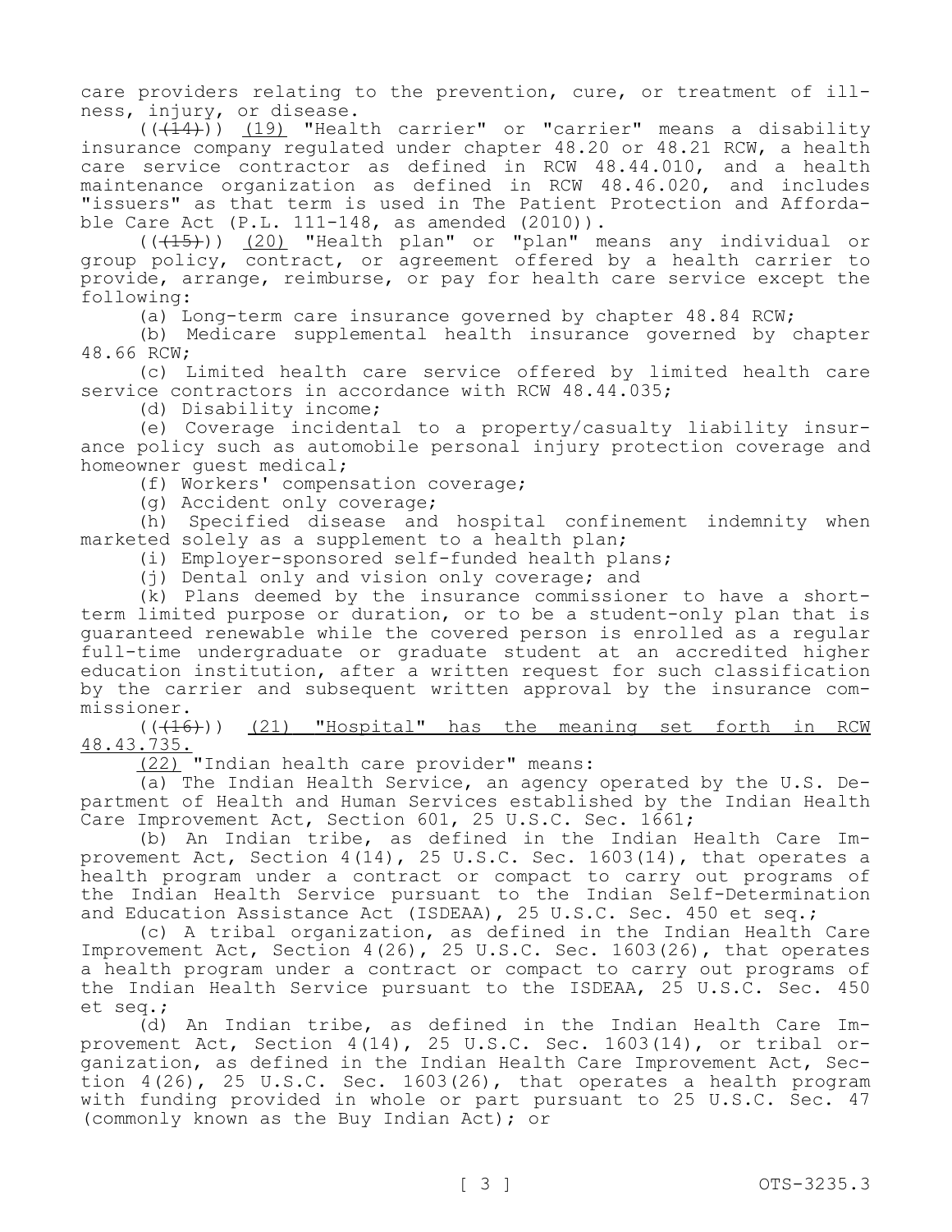care providers relating to the prevention, cure, or treatment of illness, injury, or disease.

(((14))) (19) "Health carrier" or "carrier" means a disability insurance company regulated under chapter 48.20 or 48.21 RCW, a health care service contractor as defined in RCW 48.44.010, and a health maintenance organization as defined in RCW 48.46.020, and includes "issuers" as that term is used in The Patient Protection and Affordable Care Act (P.L. 111-148, as amended (2010)).

(((15))) (20) "Health plan" or "plan" means any individual or group policy, contract, or agreement offered by a health carrier to provide, arrange, reimburse, or pay for health care service except the following:

(a) Long-term care insurance governed by chapter 48.84 RCW;

(b) Medicare supplemental health insurance governed by chapter 48.66 RCW;

(c) Limited health care service offered by limited health care service contractors in accordance with RCW 48.44.035;

(d) Disability income;

(e) Coverage incidental to a property/casualty liability insurance policy such as automobile personal injury protection coverage and homeowner guest medical;

(f) Workers' compensation coverage;

(g) Accident only coverage;

(h) Specified disease and hospital confinement indemnity when marketed solely as a supplement to a health plan;

(i) Employer-sponsored self-funded health plans;

(j) Dental only and vision only coverage; and

(k) Plans deemed by the insurance commissioner to have a short-term limited purpose or duration, or to be a student-only plan that is guaranteed renewable while the covered person is enrolled as a regular full-time undergraduate or graduate student at an accredited higher education institution, after a written request for such classification by the carrier and subsequent written approval by the insurance commissioner.

(((16))) (21) "Hospital" has the meaning set forth in RCW 48.43.735.

(22) "Indian health care provider" means:

(a) The Indian Health Service, an agency operated by the U.S. Department of Health and Human Services established by the Indian Health Care Improvement Act, Section 601, 25 U.S.C. Sec. 1661;

(b) An Indian tribe, as defined in the Indian Health Care Improvement Act, Section 4(14), 25 U.S.C. Sec. 1603(14), that operates a health program under a contract or compact to carry out programs of the Indian Health Service pursuant to the Indian Self-Determination and Education Assistance Act (ISDEAA), 25 U.S.C. Sec. 450 et seq.;

(c) A tribal organization, as defined in the Indian Health Care Improvement Act, Section 4(26), 25 U.S.C. Sec. 1603(26), that operates a health program under a contract or compact to carry out programs of the Indian Health Service pursuant to the ISDEAA, 25 U.S.C. Sec. 450 et seq.;

(d) An Indian tribe, as defined in the Indian Health Care Improvement Act, Section 4(14), 25 U.S.C. Sec. 1603(14), or tribal organization, as defined in the Indian Health Care Improvement Act, Section 4(26), 25 U.S.C. Sec. 1603(26), that operates a health program with funding provided in whole or part pursuant to 25 U.S.C. Sec. 47 (commonly known as the Buy Indian Act); or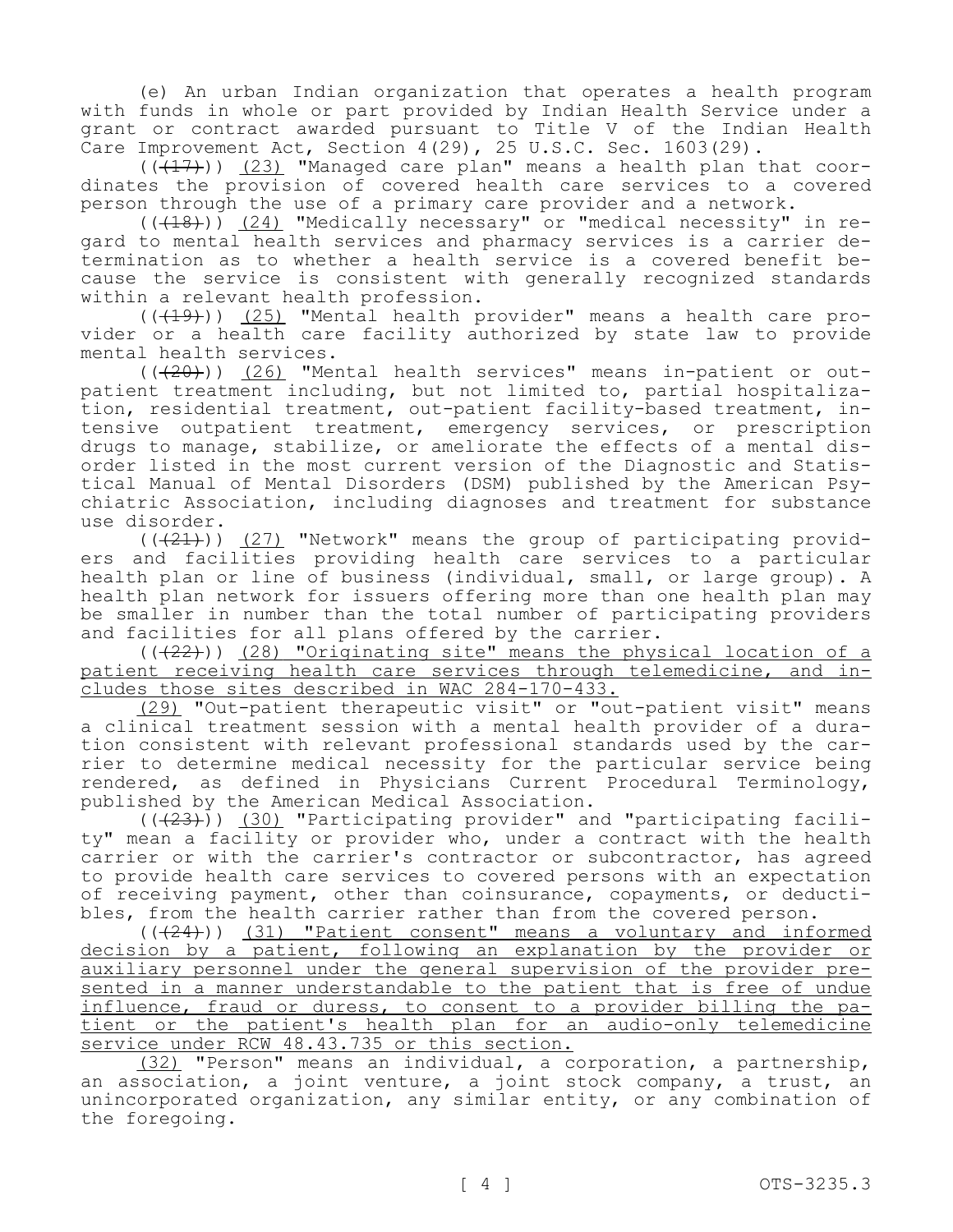(e) An urban Indian organization that operates a health program with funds in whole or part provided by Indian Health Service under a grant or contract awarded pursuant to Title V of the Indian Health Care Improvement Act, Section 4(29), 25 U.S.C. Sec. 1603(29).

((~~(17)~~)) (23) "Managed care plan" means a health plan that coordinates the provision of covered health care services to a covered person through the use of a primary care provider and a network.

((~~(18)~~)) (24) "Medically necessary" or "medical necessity" in regard to mental health services and pharmacy services is a carrier determination as to whether a health service is a covered benefit because the service is consistent with generally recognized standards within a relevant health profession.

((~~(19)~~)) (25) "Mental health provider" means a health care provider or a health care facility authorized by state law to provide mental health services.

((~~(20)~~)) (26) "Mental health services" means in-patient or out-patient treatment including, but not limited to, partial hospitalization, residential treatment, out-patient facility-based treatment, intensive outpatient treatment, emergency services, or prescription drugs to manage, stabilize, or ameliorate the effects of a mental disorder listed in the most current version of the Diagnostic and Statistical Manual of Mental Disorders (DSM) published by the American Psychiatric Association, including diagnoses and treatment for substance use disorder.

((~~(21)~~)) (27) "Network" means the group of participating providers and facilities providing health care services to a particular health plan or line of business (individual, small, or large group). A health plan network for issuers offering more than one health plan may be smaller in number than the total number of participating providers and facilities for all plans offered by the carrier.

((~~(22)~~)) (28) "Originating site" means the physical location of a patient receiving health care services through telemedicine, and includes those sites described in WAC 284-170-433.

(29) "Out-patient therapeutic visit" or "out-patient visit" means a clinical treatment session with a mental health provider of a duration consistent with relevant professional standards used by the carrier to determine medical necessity for the particular service being rendered, as defined in Physicians Current Procedural Terminology, published by the American Medical Association.

((~~(23)~~)) (30) "Participating provider" and "participating facility" mean a facility or provider who, under a contract with the health carrier or with the carrier's contractor or subcontractor, has agreed to provide health care services to covered persons with an expectation of receiving payment, other than coinsurance, copayments, or deductibles, from the health carrier rather than from the covered person.

((~~(24)~~)) (31) "Patient consent" means a voluntary and informed decision by a patient, following an explanation by the provider or auxiliary personnel under the general supervision of the provider presented in a manner understandable to the patient that is free of undue influence, fraud or duress, to consent to a provider billing the patient or the patient's health plan for an audio-only telemedicine service under RCW 48.43.735 or this section.

(32) "Person" means an individual, a corporation, a partnership, an association, a joint venture, a joint stock company, a trust, an unincorporated organization, any similar entity, or any combination of the foregoing.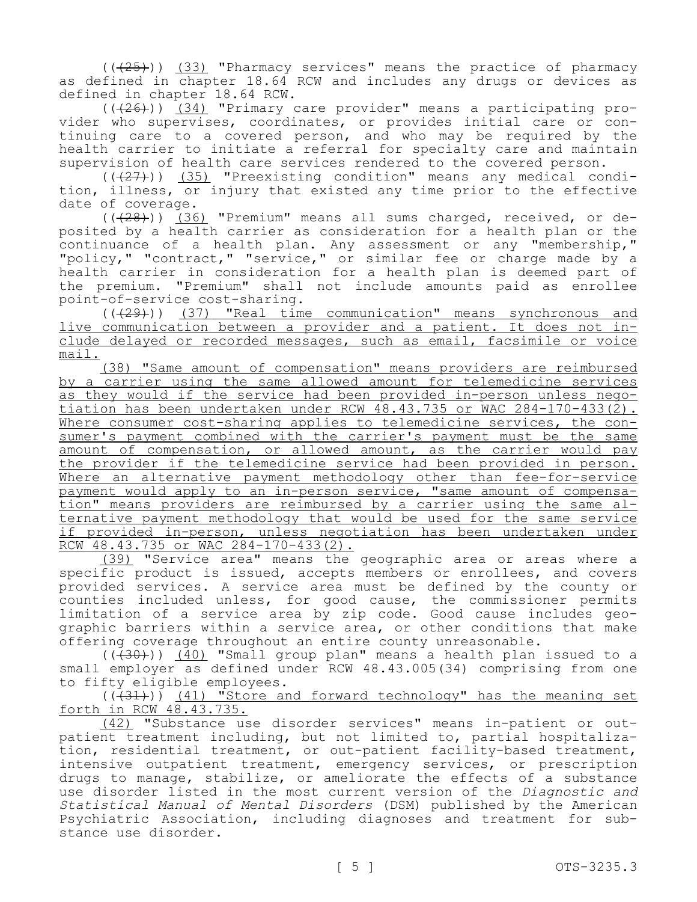((~~(25)~~)) <u>(33)</u> "Pharmacy services" means the practice of pharmacy as defined in chapter 18.64 RCW and includes any drugs or devices as defined in chapter 18.64 RCW.

((~~(26)~~)) <u>(34)</u> "Primary care provider" means a participating provider who supervises, coordinates, or provides initial care or continuing care to a covered person, and who may be required by the health carrier to initiate a referral for specialty care and maintain supervision of health care services rendered to the covered person.

((~~(27)~~)) <u>(35)</u> "Preexisting condition" means any medical condition, illness, or injury that existed any time prior to the effective date of coverage.

((~~(28)~~)) <u>(36)</u> "Premium" means all sums charged, received, or deposited by a health carrier as consideration for a health plan or the continuance of a health plan. Any assessment or any "membership," "policy," "contract," "service," or similar fee or charge made by a health carrier in consideration for a health plan is deemed part of the premium. "Premium" shall not include amounts paid as enrollee point-of-service cost-sharing.

((~~(29)~~)) <u>(37) "Real time communication" means synchronous and live communication between a provider and a patient. It does not include delayed or recorded messages, such as email, facsimile or voice mail.</u>

<u>(38) "Same amount of compensation" means providers are reimbursed by a carrier using the same allowed amount for telemedicine services as they would if the service had been provided in-person unless negotiation has been undertaken under RCW 48.43.735 or WAC 284-170-433(2). Where consumer cost-sharing applies to telemedicine services, the consumer's payment combined with the carrier's payment must be the same amount of compensation, or allowed amount, as the carrier would pay the provider if the telemedicine service had been provided in person. Where an alternative payment methodology other than fee-for-service payment would apply to an in-person service, "same amount of compensation" means providers are reimbursed by a carrier using the same alternative payment methodology that would be used for the same service if provided in-person, unless negotiation has been undertaken under RCW 48.43.735 or WAC 284-170-433(2).</u>

<u>(39)</u> "Service area" means the geographic area or areas where a specific product is issued, accepts members or enrollees, and covers provided services. A service area must be defined by the county or counties included unless, for good cause, the commissioner permits limitation of a service area by zip code. Good cause includes geographic barriers within a service area, or other conditions that make offering coverage throughout an entire county unreasonable.

((~~(30)~~)) <u>(40)</u> "Small group plan" means a health plan issued to a small employer as defined under RCW 48.43.005(34) comprising from one to fifty eligible employees.

((~~(31)~~)) <u>(41) "Store and forward technology" has the meaning set forth in RCW 48.43.735.</u>

<u>(42)</u> "Substance use disorder services" means in-patient or out-patient treatment including, but not limited to, partial hospitalization, residential treatment, or out-patient facility-based treatment, intensive outpatient treatment, emergency services, or prescription drugs to manage, stabilize, or ameliorate the effects of a substance use disorder listed in the most current version of the *Diagnostic and Statistical Manual of Mental Disorders* (DSM) published by the American Psychiatric Association, including diagnoses and treatment for substance use disorder.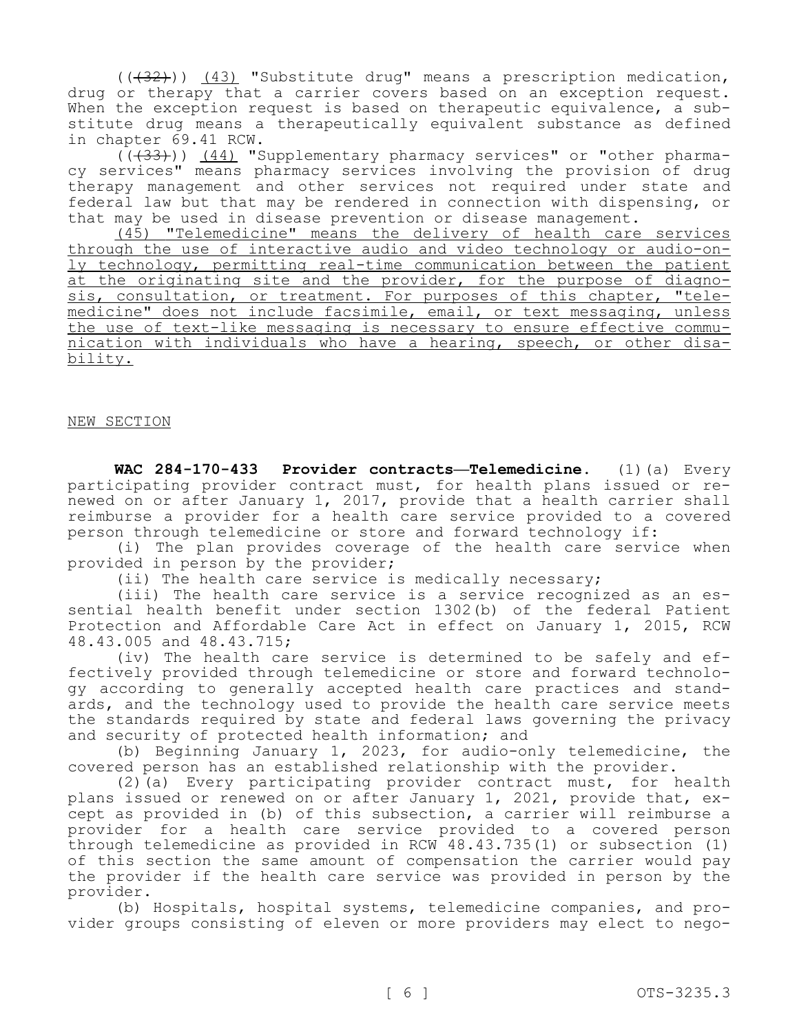((~~(32)~~)) <u>(43)</u> "Substitute drug" means a prescription medication, drug or therapy that a carrier covers based on an exception request. When the exception request is based on therapeutic equivalence, a substitute drug means a therapeutically equivalent substance as defined in chapter 69.41 RCW.

((~~(33)~~)) <u>(44)</u> "Supplementary pharmacy services" or "other pharmacy services" means pharmacy services involving the provision of drug therapy management and other services not required under state and federal law but that may be rendered in connection with dispensing, or that may be used in disease prevention or disease management.

<u>(45) "Telemedicine" means the delivery of health care services through the use of interactive audio and video technology or audio-only technology, permitting real-time communication between the patient at the originating site and the provider, for the purpose of diagnosis, consultation, or treatment. For purposes of this chapter, "telemedicine" does not include facsimile, email, or text messaging, unless the use of text-like messaging is necessary to ensure effective communication with individuals who have a hearing, speech, or other disability.</u>

<u>NEW SECTION</u>

**WAC 284-170-433 Provider contracts—Telemedicine.** (1)(a) Every participating provider contract must, for health plans issued or renewed on or after January 1, 2017, provide that a health carrier shall reimburse a provider for a health care service provided to a covered person through telemedicine or store and forward technology if:

(i) The plan provides coverage of the health care service when provided in person by the provider;

(ii) The health care service is medically necessary;

(iii) The health care service is a service recognized as an essential health benefit under section 1302(b) of the federal Patient Protection and Affordable Care Act in effect on January 1, 2015, RCW 48.43.005 and 48.43.715;

(iv) The health care service is determined to be safely and effectively provided through telemedicine or store and forward technology according to generally accepted health care practices and standards, and the technology used to provide the health care service meets the standards required by state and federal laws governing the privacy and security of protected health information; and

(b) Beginning January 1, 2023, for audio-only telemedicine, the covered person has an established relationship with the provider.

(2)(a) Every participating provider contract must, for health plans issued or renewed on or after January 1, 2021, provide that, except as provided in (b) of this subsection, a carrier will reimburse a provider for a health care service provided to a covered person through telemedicine as provided in RCW 48.43.735(1) or subsection (1) of this section the same amount of compensation the carrier would pay the provider if the health care service was provided in person by the provider.

(b) Hospitals, hospital systems, telemedicine companies, and provider groups consisting of eleven or more providers may elect to nego-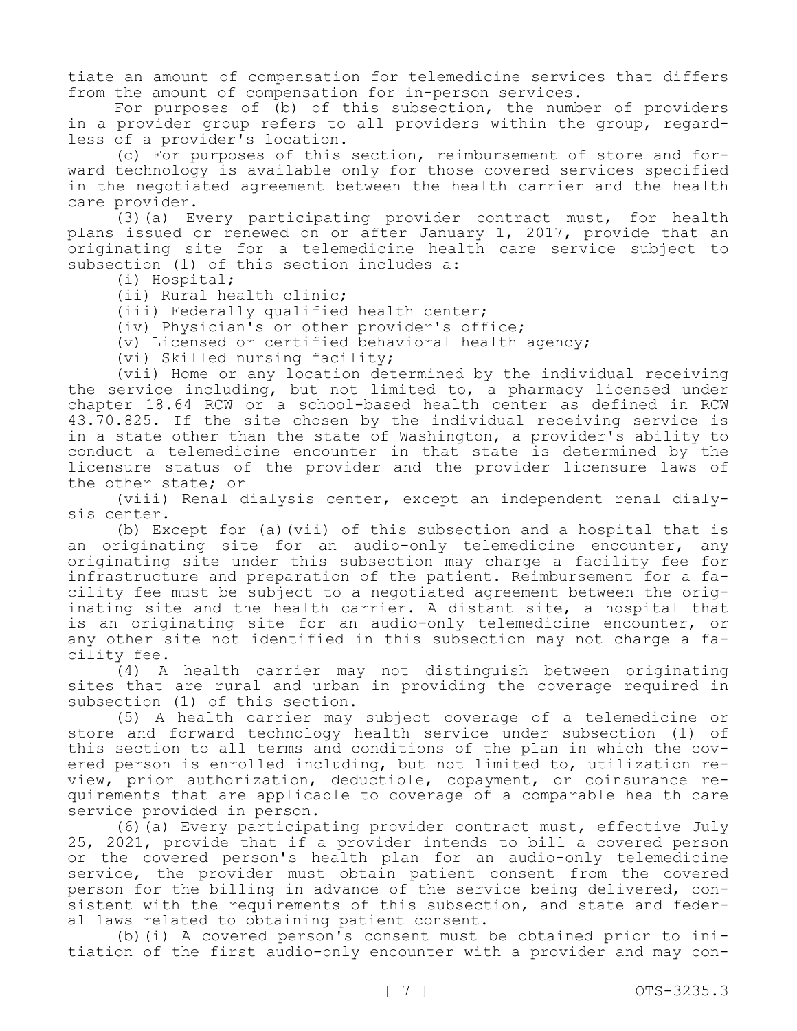tiate an amount of compensation for telemedicine services that differs from the amount of compensation for in-person services.

For purposes of (b) of this subsection, the number of providers in a provider group refers to all providers within the group, regardless of a provider's location.

(c) For purposes of this section, reimbursement of store and forward technology is available only for those covered services specified in the negotiated agreement between the health carrier and the health care provider.

(3)(a) Every participating provider contract must, for health plans issued or renewed on or after January 1, 2017, provide that an originating site for a telemedicine health care service subject to subsection (1) of this section includes a:

(i) Hospital;

(ii) Rural health clinic;

(iii) Federally qualified health center;

(iv) Physician's or other provider's office;

(v) Licensed or certified behavioral health agency;

(vi) Skilled nursing facility;

(vii) Home or any location determined by the individual receiving the service including, but not limited to, a pharmacy licensed under chapter 18.64 RCW or a school-based health center as defined in RCW 43.70.825. If the site chosen by the individual receiving service is in a state other than the state of Washington, a provider's ability to conduct a telemedicine encounter in that state is determined by the licensure status of the provider and the provider licensure laws of the other state; or

(viii) Renal dialysis center, except an independent renal dialysis center.

(b) Except for (a)(vii) of this subsection and a hospital that is an originating site for an audio-only telemedicine encounter, any originating site under this subsection may charge a facility fee for infrastructure and preparation of the patient. Reimbursement for a facility fee must be subject to a negotiated agreement between the originating site and the health carrier. A distant site, a hospital that is an originating site for an audio-only telemedicine encounter, or any other site not identified in this subsection may not charge a facility fee.

(4) A health carrier may not distinguish between originating sites that are rural and urban in providing the coverage required in subsection (1) of this section.

(5) A health carrier may subject coverage of a telemedicine or store and forward technology health service under subsection (1) of this section to all terms and conditions of the plan in which the covered person is enrolled including, but not limited to, utilization review, prior authorization, deductible, copayment, or coinsurance requirements that are applicable to coverage of a comparable health care service provided in person.

(6)(a) Every participating provider contract must, effective July 25, 2021, provide that if a provider intends to bill a covered person or the covered person's health plan for an audio-only telemedicine service, the provider must obtain patient consent from the covered person for the billing in advance of the service being delivered, consistent with the requirements of this subsection, and state and federal laws related to obtaining patient consent.

(b)(i) A covered person's consent must be obtained prior to initiation of the first audio-only encounter with a provider and may con-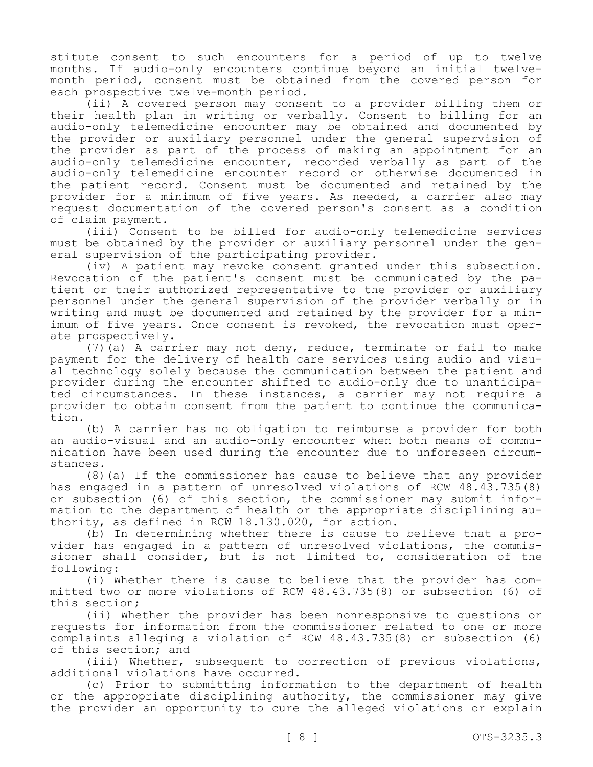stitute consent to such encounters for a period of up to twelve months. If audio-only encounters continue beyond an initial twelve-month period, consent must be obtained from the covered person for each prospective twelve-month period.

(ii) A covered person may consent to a provider billing them or their health plan in writing or verbally. Consent to billing for an audio-only telemedicine encounter may be obtained and documented by the provider or auxiliary personnel under the general supervision of the provider as part of the process of making an appointment for an audio-only telemedicine encounter, recorded verbally as part of the audio-only telemedicine encounter record or otherwise documented in the patient record. Consent must be documented and retained by the provider for a minimum of five years. As needed, a carrier also may request documentation of the covered person's consent as a condition of claim payment.

(iii) Consent to be billed for audio-only telemedicine services must be obtained by the provider or auxiliary personnel under the general supervision of the participating provider.

(iv) A patient may revoke consent granted under this subsection. Revocation of the patient's consent must be communicated by the patient or their authorized representative to the provider or auxiliary personnel under the general supervision of the provider verbally or in writing and must be documented and retained by the provider for a minimum of five years. Once consent is revoked, the revocation must operate prospectively.

(7)(a) A carrier may not deny, reduce, terminate or fail to make payment for the delivery of health care services using audio and visual technology solely because the communication between the patient and provider during the encounter shifted to audio-only due to unanticipated circumstances. In these instances, a carrier may not require a provider to obtain consent from the patient to continue the communication.

(b) A carrier has no obligation to reimburse a provider for both an audio-visual and an audio-only encounter when both means of communication have been used during the encounter due to unforeseen circumstances.

(8)(a) If the commissioner has cause to believe that any provider has engaged in a pattern of unresolved violations of RCW 48.43.735(8) or subsection (6) of this section, the commissioner may submit information to the department of health or the appropriate disciplining authority, as defined in RCW 18.130.020, for action.

(b) In determining whether there is cause to believe that a provider has engaged in a pattern of unresolved violations, the commissioner shall consider, but is not limited to, consideration of the following:

(i) Whether there is cause to believe that the provider has committed two or more violations of RCW 48.43.735(8) or subsection (6) of this section;

(ii) Whether the provider has been nonresponsive to questions or requests for information from the commissioner related to one or more complaints alleging a violation of RCW 48.43.735(8) or subsection (6) of this section; and

(iii) Whether, subsequent to correction of previous violations, additional violations have occurred.

(c) Prior to submitting information to the department of health or the appropriate disciplining authority, the commissioner may give the provider an opportunity to cure the alleged violations or explain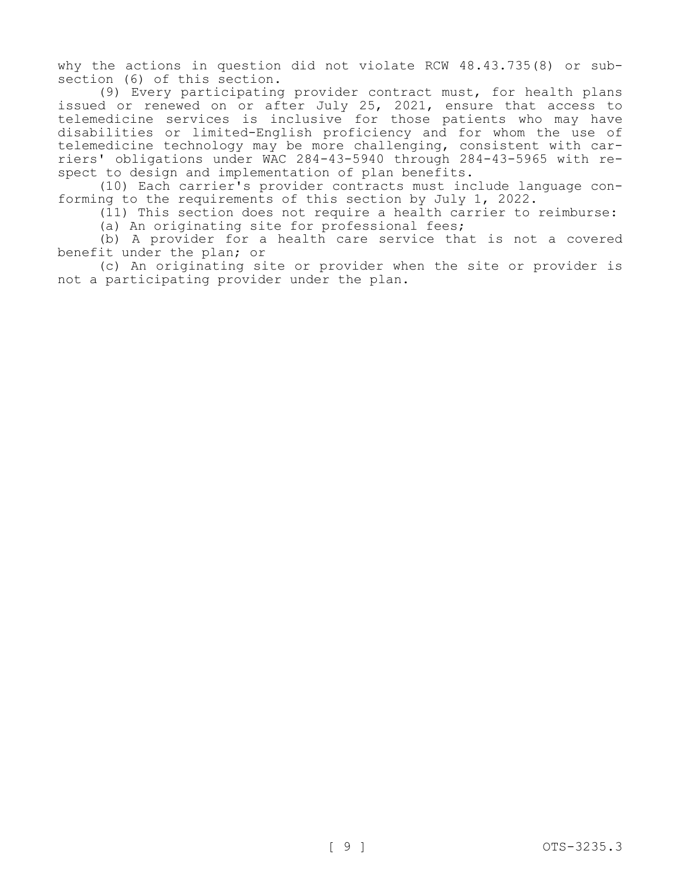why the actions in question did not violate RCW 48.43.735(8) or subsection (6) of this section.

(9) Every participating provider contract must, for health plans issued or renewed on or after July 25, 2021, ensure that access to telemedicine services is inclusive for those patients who may have disabilities or limited-English proficiency and for whom the use of telemedicine technology may be more challenging, consistent with carriers' obligations under WAC 284-43-5940 through 284-43-5965 with respect to design and implementation of plan benefits.

(10) Each carrier's provider contracts must include language conforming to the requirements of this section by July 1, 2022.

(11) This section does not require a health carrier to reimburse:

(a) An originating site for professional fees;

(b) A provider for a health care service that is not a covered benefit under the plan; or

(c) An originating site or provider when the site or provider is not a participating provider under the plan.